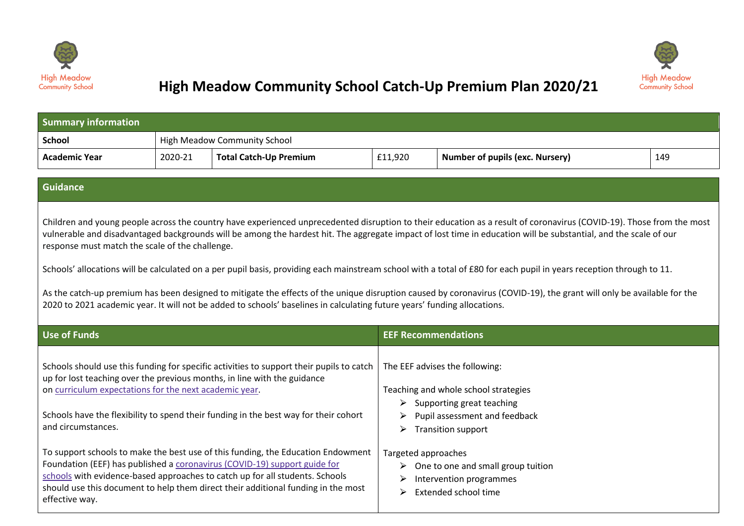# High Meadow Community School Catch-Up Premium Plan 2020/21

| Summary information | | | | | |
|---|---|---|---|---|---|
| **School** | High Meadow Community School | | | | |
| **Academic Year** | 2020-21 | **Total Catch-Up Premium** | £11,920 | **Number of pupils (exc. Nursery)** | 149 |

## Guidance

Children and young people across the country have experienced unprecedented disruption to their education as a result of coronavirus (COVID-19). Those from the most vulnerable and disadvantaged backgrounds will be among the hardest hit. The aggregate impact of lost time in education will be substantial, and the scale of our response must match the scale of the challenge.

Schools' allocations will be calculated on a per pupil basis, providing each mainstream school with a total of £80 for each pupil in years reception through to 11.

As the catch-up premium has been designed to mitigate the effects of the unique disruption caused by coronavirus (COVID-19), the grant will only be available for the 2020 to 2021 academic year. It will not be added to schools' baselines in calculating future years' funding allocations.

## Use of Funds

Schools should use this funding for specific activities to support their pupils to catch up for lost teaching over the previous months, in line with the guidance on curriculum expectations for the next academic year.

Schools have the flexibility to spend their funding in the best way for their cohort and circumstances.

To support schools to make the best use of this funding, the Education Endowment Foundation (EEF) has published a coronavirus (COVID-19) support guide for schools with evidence-based approaches to catch up for all students. Schools should use this document to help them direct their additional funding in the most effective way.

## EEF Recommendations

The EEF advises the following:

Teaching and whole school strategies

- Supporting great teaching
- Pupil assessment and feedback
- Transition support

Targeted approaches

- One to one and small group tuition
- Intervention programmes
- Extended school time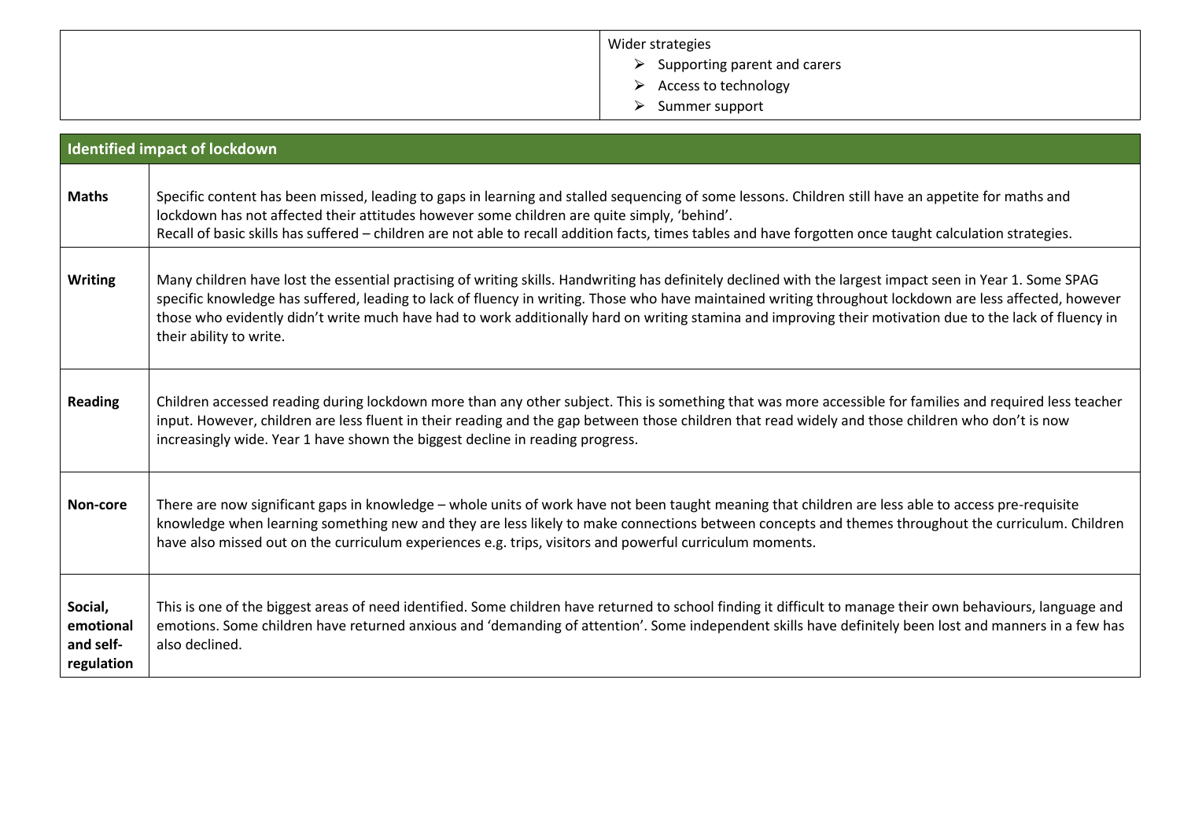| | Wider strategies<br>➢ Supporting parent and carers<br>➢ Access to technology<br>➢ Summer support |
|---|---|

| Identified impact of lockdown | |
|---|---|
| **Maths** | Specific content has been missed, leading to gaps in learning and stalled sequencing of some lessons. Children still have an appetite for maths and lockdown has not affected their attitudes however some children are quite simply, 'behind'.<br>Recall of basic skills has suffered – children are not able to recall addition facts, times tables and have forgotten once taught calculation strategies. |
| **Writing** | Many children have lost the essential practising of writing skills. Handwriting has definitely declined with the largest impact seen in Year 1. Some SPAG specific knowledge has suffered, leading to lack of fluency in writing. Those who have maintained writing throughout lockdown are less affected, however those who evidently didn't write much have had to work additionally hard on writing stamina and improving their motivation due to the lack of fluency in their ability to write. |
| **Reading** | Children accessed reading during lockdown more than any other subject. This is something that was more accessible for families and required less teacher input. However, children are less fluent in their reading and the gap between those children that read widely and those children who don't is now increasingly wide. Year 1 have shown the biggest decline in reading progress. |
| **Non-core** | There are now significant gaps in knowledge – whole units of work have not been taught meaning that children are less able to access pre-requisite knowledge when learning something new and they are less likely to make connections between concepts and themes throughout the curriculum. Children have also missed out on the curriculum experiences e.g. trips, visitors and powerful curriculum moments. |
| **Social, emotional and self-regulation** | This is one of the biggest areas of need identified. Some children have returned to school finding it difficult to manage their own behaviours, language and emotions. Some children have returned anxious and 'demanding of attention'. Some independent skills have definitely been lost and manners in a few has also declined. |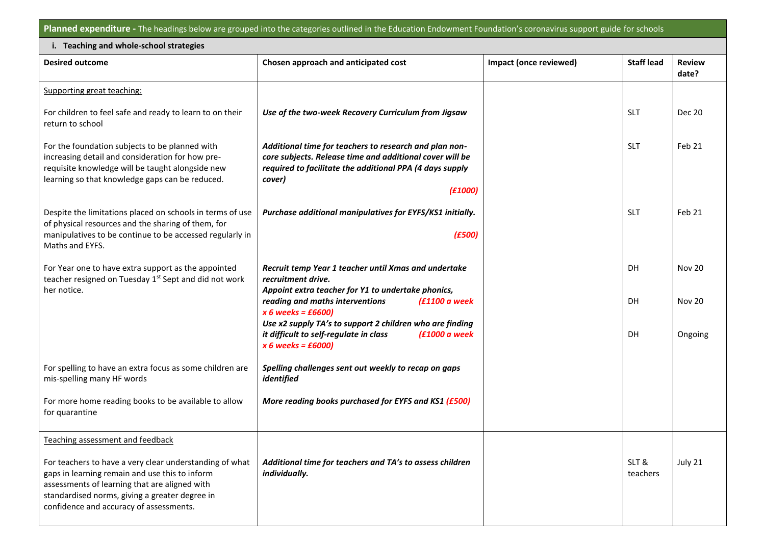**Planned expenditure -** The headings below are grouped into the categories outlined in the Education Endowment Foundation's coronavirus support guide for schools

**i. Teaching and whole-school strategies**

| Desired outcome | Chosen approach and anticipated cost | Impact (once reviewed) | Staff lead | Review date? |
|---|---|---|---|---|
| Supporting great teaching: | | | | |
| For children to feel safe and ready to learn to on their return to school | ***Use of the two-week Recovery Curriculum from Jigsaw*** | | SLT | Dec 20 |
| For the foundation subjects to be planned with increasing detail and consideration for how pre-requisite knowledge will be taught alongside new learning so that knowledge gaps can be reduced. | ***Additional time for teachers to research and plan non-core subjects. Release time and additional cover will be required to facilitate the additional PPA (4 days supply cover)*** ***(£1000)*** | | SLT | Feb 21 |
| Despite the limitations placed on schools in terms of use of physical resources and the sharing of them, for manipulatives to be continue to be accessed regularly in Maths and EYFS. | ***Purchase additional manipulatives for EYFS/KS1 initially.*** ***(£500)*** | | SLT | Feb 21 |
| For Year one to have extra support as the appointed teacher resigned on Tuesday 1st Sept and did not work her notice. | ***Recruit temp Year 1 teacher until Xmas and undertake recruitment drive.*** | | DH | Nov 20 |
| | ***Appoint extra teacher for Y1 to undertake phonics, reading and maths interventions*** ***(£1100 a week x 6 weeks = £6600)*** | | DH | Nov 20 |
| | ***Use x2 supply TA's to support 2 children who are finding it difficult to self-regulate in class*** ***(£1000 a week x 6 weeks = £6000)*** | | DH | Ongoing |
| For spelling to have an extra focus as some children are mis-spelling many HF words | ***Spelling challenges sent out weekly to recap on gaps identified*** | | | |
| For more home reading books to be available to allow for quarantine | ***More reading books purchased for EYFS and KS1 (£500)*** | | | |
| Teaching assessment and feedback | | | | |
| For teachers to have a very clear understanding of what gaps in learning remain and use this to inform assessments of learning that are aligned with standardised norms, giving a greater degree in confidence and accuracy of assessments. | ***Additional time for teachers and TA's to assess children individually.*** | | SLT & teachers | July 21 |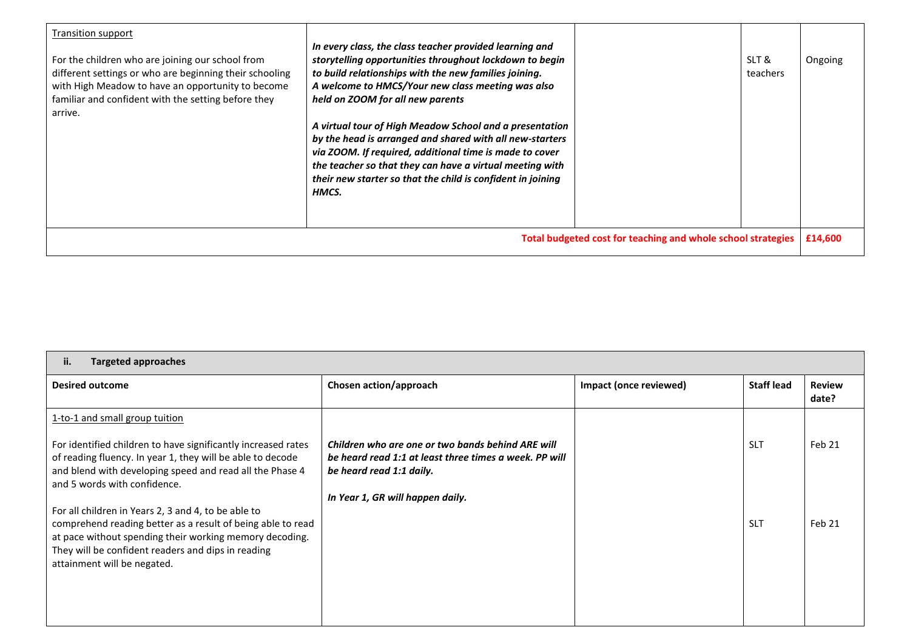| Transition support<br><br>For the children who are joining our school from different settings or who are beginning their schooling with High Meadow to have an opportunity to become familiar and confident with the setting before they arrive. | ***In every class, the class teacher provided learning and storytelling opportunities throughout lockdown to begin to build relationships with the new families joining.***<br>***A welcome to HMCS/Your new class meeting was also held on ZOOM for all new parents***<br><br>***A virtual tour of High Meadow School and a presentation by the head is arranged and shared with all new-starters via ZOOM. If required, additional time is made to cover the teacher so that they can have a virtual meeting with their new starter so that the child is confident in joining HMCS.*** | | SLT & teachers | Ongoing |
|---|---|---|---|---|
| | | **Total budgeted cost for teaching and whole school strategies** | | **£14,600** |

| **ii. Targeted approaches** | | | | |
|---|---|---|---|---|
| **Desired outcome** | **Chosen action/approach** | **Impact (once reviewed)** | **Staff lead** | **Review date?** |
| 1-to-1 and small group tuition<br><br>For identified children to have significantly increased rates of reading fluency. In year 1, they will be able to decode and blend with developing speed and read all the Phase 4 and 5 words with confidence.<br><br>For all children in Years 2, 3 and 4, to be able to comprehend reading better as a result of being able to read at pace without spending their working memory decoding. They will be confident readers and dips in reading attainment will be negated. | ***Children who are one or two bands behind ARE will be heard read 1:1 at least three times a week. PP will be heard read 1:1 daily.***<br><br>***In Year 1, GR will happen daily.*** | | SLT<br><br>SLT | Feb 21<br><br>Feb 21 |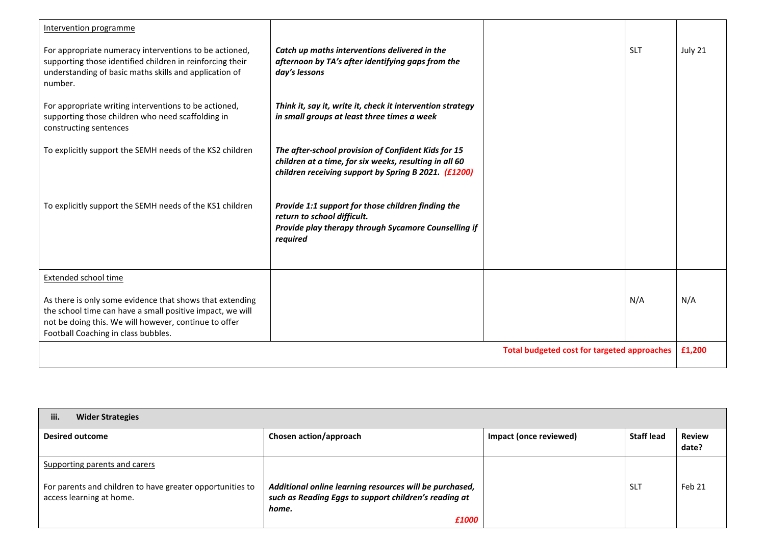| Desired outcome | Chosen action/approach | Impact (once reviewed) | Staff lead | Review date? |
|---|---|---|---|---|
| Intervention programme<br><br>For appropriate numeracy interventions to be actioned, supporting those identified children in reinforcing their understanding of basic maths skills and application of number.<br><br>For appropriate writing interventions to be actioned, supporting those children who need scaffolding in constructing sentences<br><br>To explicitly support the SEMH needs of the KS2 children<br><br>To explicitly support the SEMH needs of the KS1 children | ***Catch up maths interventions delivered in the afternoon by TA's after identifying gaps from the day's lessons***<br><br>***Think it, say it, write it, check it intervention strategy in small groups at least three times a week***<br><br>***The after-school provision of Confident Kids for 15 children at a time, for six weeks, resulting in all 60 children receiving support by Spring B 2021. (£1200)***<br><br>***Provide 1:1 support for those children finding the return to school difficult.***<br>***Provide play therapy through Sycamore Counselling if required*** | | SLT | July 21 |
| Extended school time<br><br>As there is only some evidence that shows that extending the school time can have a small positive impact, we will not be doing this. We will however, continue to offer Football Coaching in class bubbles. | | | N/A | N/A |
| | | | **Total budgeted cost for targeted approaches** | **£1,200** |

| **iii. Wider Strategies** | | | | |
|---|---|---|---|---|
| **Desired outcome** | **Chosen action/approach** | **Impact (once reviewed)** | **Staff lead** | **Review date?** |
| Supporting parents and carers<br><br>For parents and children to have greater opportunities to access learning at home. | ***Additional online learning resources will be purchased, such as Reading Eggs to support children's reading at home.***<br>***£1000*** | | SLT | Feb 21 |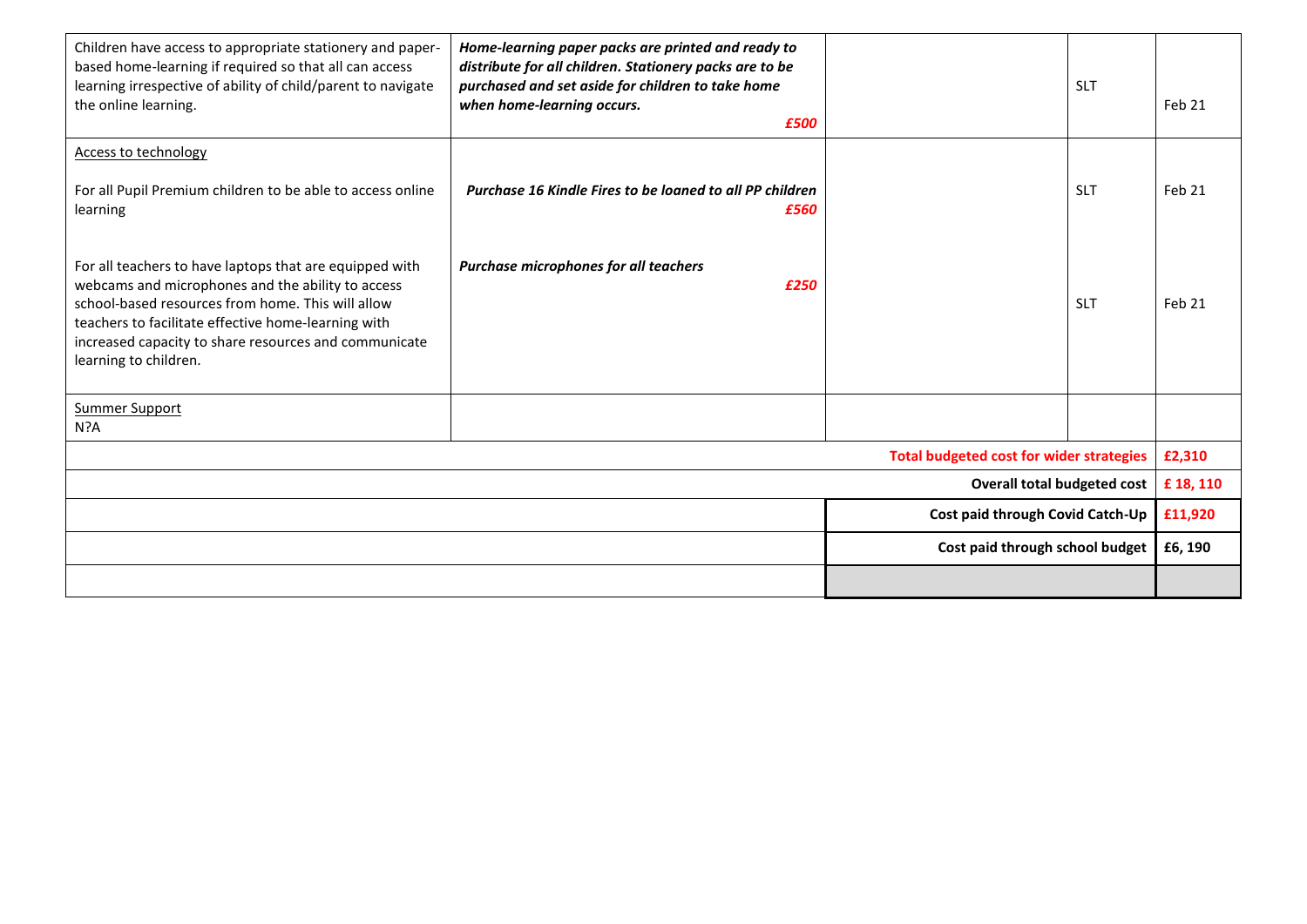| | | | | |
|---|---|---|---|---|
| Children have access to appropriate stationery and paper-based home-learning if required so that all can access learning irrespective of ability of child/parent to navigate the online learning. | ***Home-learning paper packs are printed and ready to distribute for all children. Stationery packs are to be purchased and set aside for children to take home when home-learning occurs.*** ***£500*** | | SLT | Feb 21 |
| Access to technology<br><br>For all Pupil Premium children to be able to access online learning | ***Purchase 16 Kindle Fires to be loaned to all PP children*** ***£560*** | | SLT | Feb 21 |
| For all teachers to have laptops that are equipped with webcams and microphones and the ability to access school-based resources from home. This will allow teachers to facilitate effective home-learning with increased capacity to share resources and communicate learning to children. | ***Purchase microphones for all teachers*** ***£250*** | | SLT | Feb 21 |
| Summer Support<br>N?A | | | | |
| | | | **Total budgeted cost for wider strategies** | **£2,310** |
| | | | **Overall total budgeted cost** | **£ 18, 110** |
| | | | **Cost paid through Covid Catch-Up** | **£11,920** |
| | | | **Cost paid through school budget** | **£6, 190** |
| | | | | |